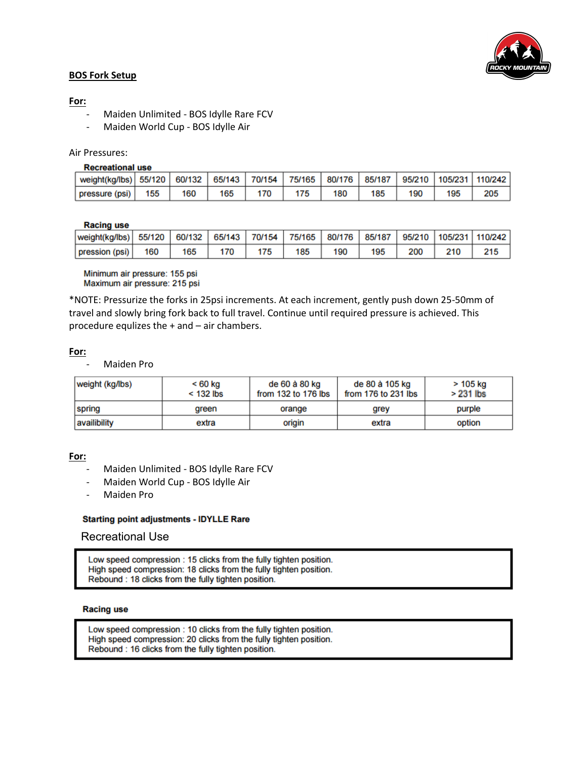# BOS Fork Setup

**For:**

- Maiden Unlimited - BOS Idylle Rare FCV
- Maiden World Cup - BOS Idylle Air

Air Pressures:

**Recreational use**

| weight(kg/lbs) | 55/120 | 60/132 | 65/143 | 70/154 | 75/165 | 80/176 | 85/187 | 95/210 | 105/231 | 110/242 |
|---|---|---|---|---|---|---|---|---|---|---|
| pressure (psi) | 155 | 160 | 165 | 170 | 175 | 180 | 185 | 190 | 195 | 205 |

**Racing use**

| weight(kg/lbs) | 55/120 | 60/132 | 65/143 | 70/154 | 75/165 | 80/176 | 85/187 | 95/210 | 105/231 | 110/242 |
|---|---|---|---|---|---|---|---|---|---|---|
| pression (psi) | 160 | 165 | 170 | 175 | 185 | 190 | 195 | 200 | 210 | 215 |

Minimum air pressure: 155 psi
Maximum air pressure: 215 psi

*NOTE: Pressurize the forks in 25psi increments. At each increment, gently push down 25-50mm of travel and slowly bring fork back to full travel. Continue until required pressure is achieved. This procedure equlizes the + and – air chambers.

**For:**

- Maiden Pro

| weight (kg/lbs) | < 60 kg<br>< 132 lbs | de 60 à 80 kg<br>from 132 to 176 lbs | de 80 à 105 kg<br>from 176 to 231 lbs | > 105 kg<br>> 231 lbs |
|---|---|---|---|---|
| spring | green | orange | grey | purple |
| availibility | extra | origin | extra | option |

**For:**

- Maiden Unlimited - BOS Idylle Rare FCV
- Maiden World Cup - BOS Idylle Air
- Maiden Pro

**Starting point adjustments - IDYLLE Rare**

## Recreational Use

Low speed compression : 15 clicks from the fully tighten position.
High speed compression: 18 clicks from the fully tighten position.
Rebound : 18 clicks from the fully tighten position.

**Racing use**

Low speed compression : 10 clicks from the fully tighten position.
High speed compression: 20 clicks from the fully tighten position.
Rebound : 16 clicks from the fully tighten position.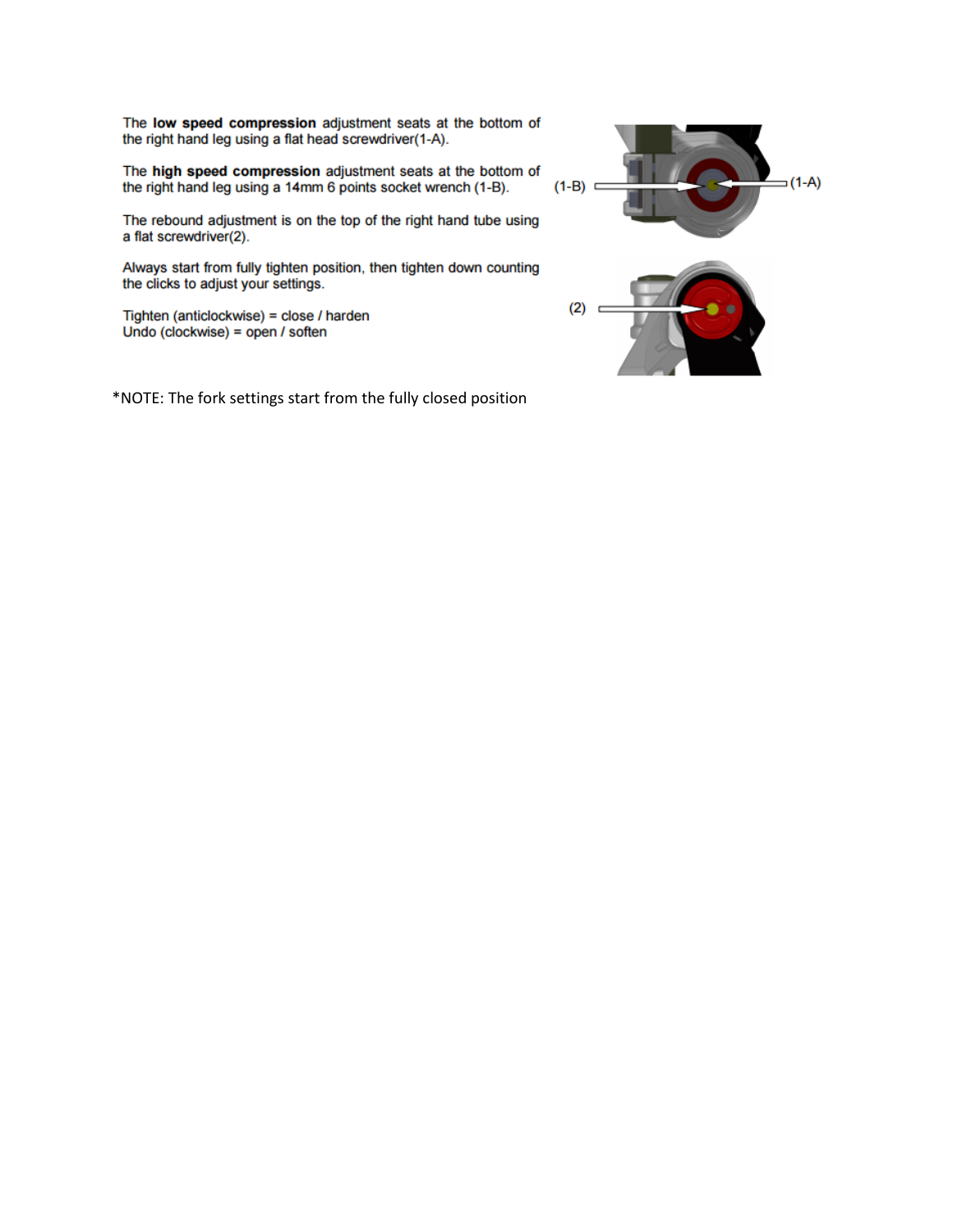The **low speed compression** adjustment seats at the bottom of the right hand leg using a flat head screwdriver(1-A).

The **high speed compression** adjustment seats at the bottom of the right hand leg using a 14mm 6 points socket wrench (1-B).

The rebound adjustment is on the top of the right hand tube using a flat screwdriver(2).

Always start from fully tighten position, then tighten down counting the clicks to adjust your settings.

Tighten (anticlockwise) = close / harden
Undo (clockwise) = open / soften

(1-B) (1-A)

(2)

*NOTE: The fork settings start from the fully closed position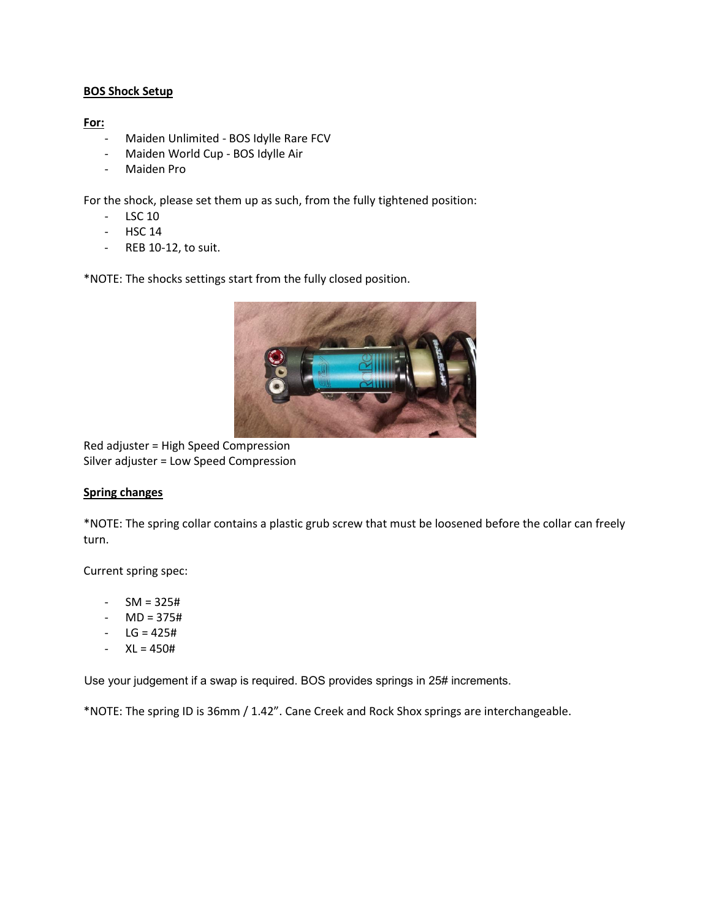**BOS Shock Setup**

**For:**

- Maiden Unlimited - BOS Idylle Rare FCV
- Maiden World Cup - BOS Idylle Air
- Maiden Pro

For the shock, please set them up as such, from the fully tightened position:

- LSC 10
- HSC 14
- REB 10-12, to suit.

*NOTE: The shocks settings start from the fully closed position.

Red adjuster = High Speed Compression
Silver adjuster = Low Speed Compression

**Spring changes**

*NOTE: The spring collar contains a plastic grub screw that must be loosened before the collar can freely turn.

Current spring spec:

- SM = 325#
- MD = 375#
- LG = 425#
- XL = 450#

Use your judgement if a swap is required. BOS provides springs in 25# increments.

*NOTE: The spring ID is 36mm / 1.42". Cane Creek and Rock Shox springs are interchangeable.